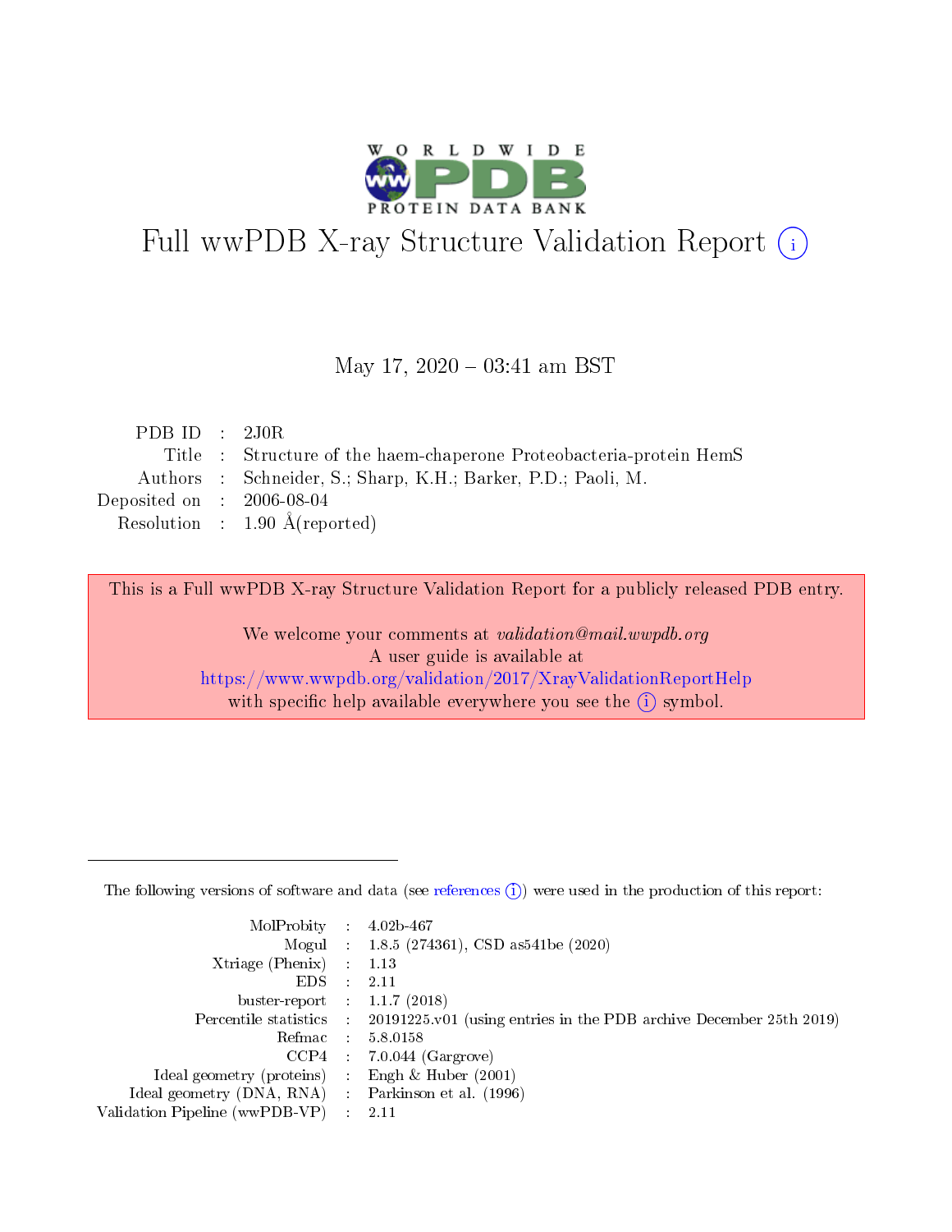# Full wwPDB X-ray Structure Validation Report (i)

May 17, 2020 – 03:41 am BST

| | | |
|---|---|---|
| PDB ID | : | 2J0R |
| Title | : | Structure of the haem-chaperone Proteobacteria-protein HemS |
| Authors | : | Schneider, S.; Sharp, K.H.; Barker, P.D.; Paoli, M. |
| Deposited on | : | 2006-08-04 |
| Resolution | : | 1.90 Å(reported) |

This is a Full wwPDB X-ray Structure Validation Report for a publicly released PDB entry.

We welcome your comments at *validation@mail.wwpdb.org*
A user guide is available at
https://www.wwpdb.org/validation/2017/XrayValidationReportHelp
with specific help available everywhere you see the (i) symbol.

---

The following versions of software and data (see references (i)) were used in the production of this report:

| | | |
|---|---|---|
| MolProbity | : | 4.02b-467 |
| Mogul | : | 1.8.5 (274361), CSD as541be (2020) |
| Xtriage (Phenix) | : | 1.13 |
| EDS | : | 2.11 |
| buster-report | : | 1.1.7 (2018) |
| Percentile statistics | : | 20191225.v01 (using entries in the PDB archive December 25th 2019) |
| Refmac | : | 5.8.0158 |
| CCP4 | : | 7.0.044 (Gargrove) |
| Ideal geometry (proteins) | : | Engh & Huber (2001) |
| Ideal geometry (DNA, RNA) | : | Parkinson et al. (1996) |
| Validation Pipeline (wwPDB-VP) | : | 2.11 |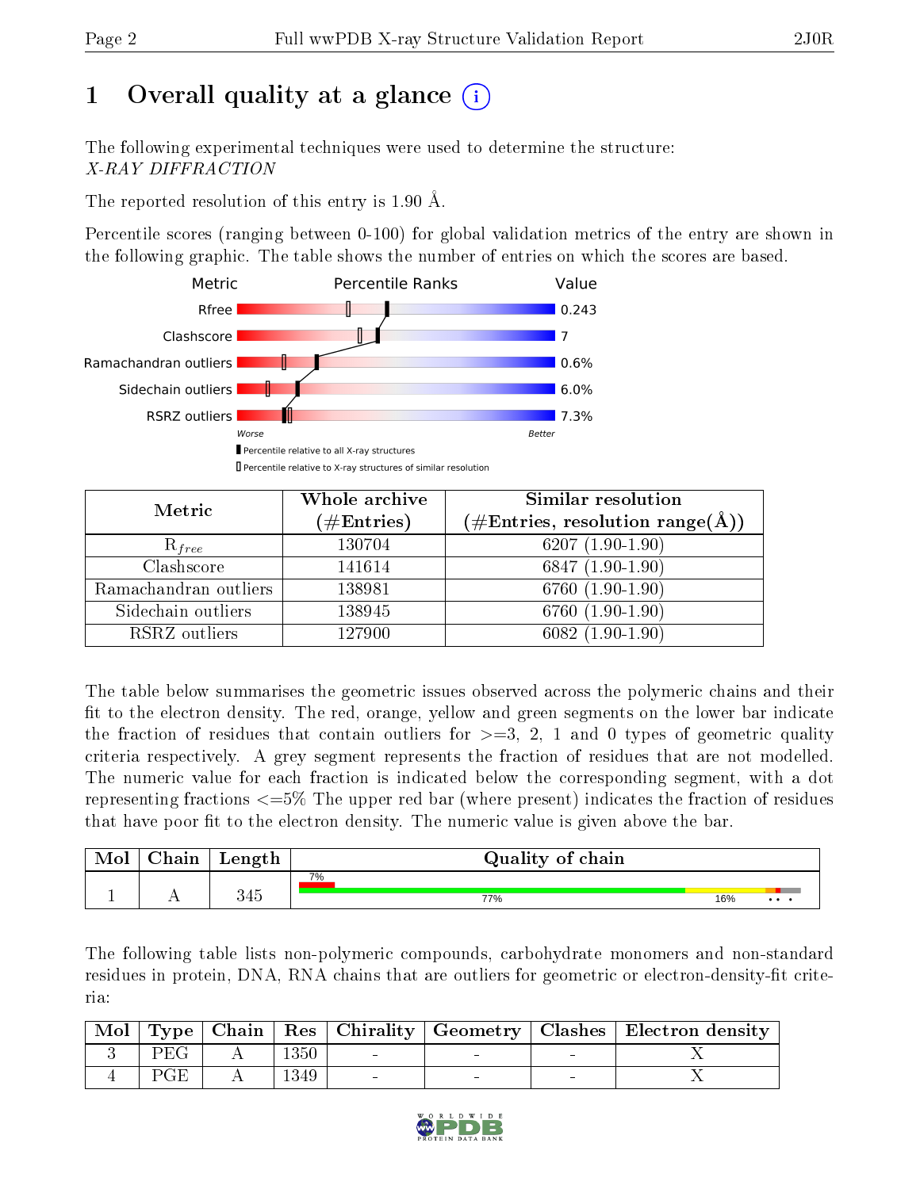# 1 Overall quality at a glance

The following experimental techniques were used to determine the structure: *X-RAY DIFFRACTION*

The reported resolution of this entry is 1.90 Å.

Percentile scores (ranging between 0-100) for global validation metrics of the entry are shown in the following graphic. The table shows the number of entries on which the scores are based.

| Metric | Value |
|---|---|
| Rfree | 0.243 |
| Clashscore | 7 |
| Ramachandran outliers | 0.6% |
| Sidechain outliers | 6.0% |
| RSRZ outliers | 7.3% |

| Metric | Whole archive (#Entries) | Similar resolution (#Entries, resolution range(Å)) |
|---|---|---|
| $R_{free}$ | 130704 | 6207 (1.90-1.90) |
| Clashscore | 141614 | 6847 (1.90-1.90) |
| Ramachandran outliers | 138981 | 6760 (1.90-1.90) |
| Sidechain outliers | 138945 | 6760 (1.90-1.90) |
| RSRZ outliers | 127900 | 6082 (1.90-1.90) |

The table below summarises the geometric issues observed across the polymeric chains and their fit to the electron density. The red, orange, yellow and green segments on the lower bar indicate the fraction of residues that contain outliers for >=3, 2, 1 and 0 types of geometric quality criteria respectively. A grey segment represents the fraction of residues that are not modelled. The numeric value for each fraction is indicated below the corresponding segment, with a dot representing fractions <=5% The upper red bar (where present) indicates the fraction of residues that have poor fit to the electron density. The numeric value is given above the bar.

| Mol | Chain | Length | Quality of chain |
|---|---|---|---|
| 1 | A | 345 | 7% (poor fit); 77% green, 16% yellow, • • • |

The following table lists non-polymeric compounds, carbohydrate monomers and non-standard residues in protein, DNA, RNA chains that are outliers for geometric or electron-density-fit criteria:

| Mol | Type | Chain | Res | Chirality | Geometry | Clashes | Electron density |
|---|---|---|---|---|---|---|---|
| 3 | PEG | A | 1350 | - | - | - | X |
| 4 | PGE | A | 1349 | - | - | - | X |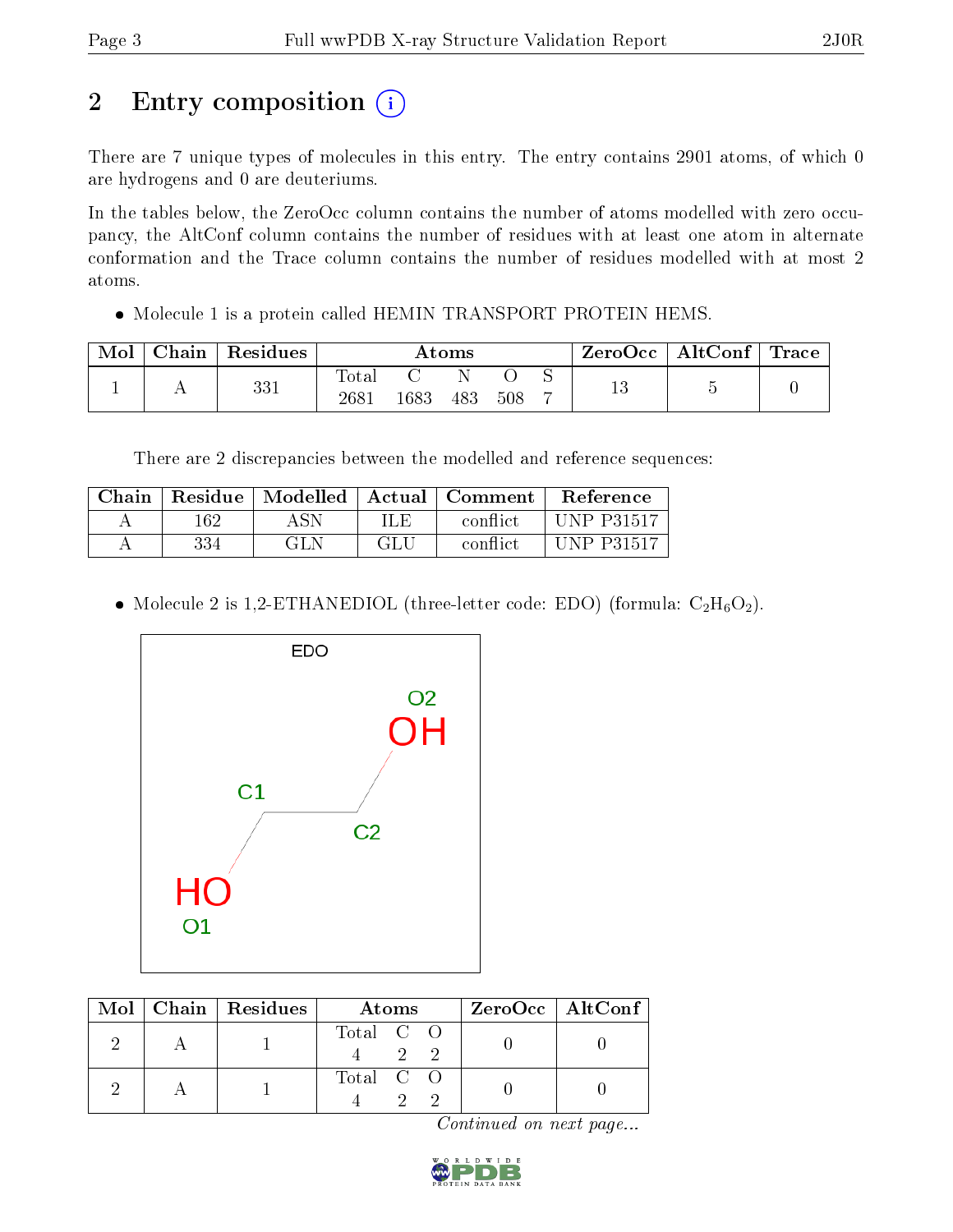## 2 Entry composition

There are 7 unique types of molecules in this entry. The entry contains 2901 atoms, of which 0 are hydrogens and 0 are deuteriums.

In the tables below, the ZeroOcc column contains the number of atoms modelled with zero occupancy, the AltConf column contains the number of residues with at least one atom in alternate conformation and the Trace column contains the number of residues modelled with at most 2 atoms.

- Molecule 1 is a protein called HEMIN TRANSPORT PROTEIN HEMS.

| Mol | Chain | Residues | Atoms | | | | | ZeroOcc | AltConf | Trace |
|---|---|---|---|---|---|---|---|---|---|---|
| | | | Total | C | N | O | S | | | |
| 1 | A | 331 | 2681 | 1683 | 483 | 508 | 7 | 13 | 5 | 0 |

There are 2 discrepancies between the modelled and reference sequences:

| Chain | Residue | Modelled | Actual | Comment | Reference |
|---|---|---|---|---|---|
| A | 162 | ASN | ILE | conflict | UNP P31517 |
| A | 334 | GLN | GLU | conflict | UNP P31517 |

- Molecule 2 is 1,2-ETHANEDIOL (three-letter code: EDO) (formula: $C_2H_6O_2$).

| Mol | Chain | Residues | Atoms | | | ZeroOcc | AltConf |
|---|---|---|---|---|---|---|---|
| | | | Total | C | O | | |
| 2 | A | 1 | 4 | 2 | 2 | 0 | 0 |
| 2 | A | 1 | 4 | 2 | 2 | 0 | 0 |

*Continued on next page...*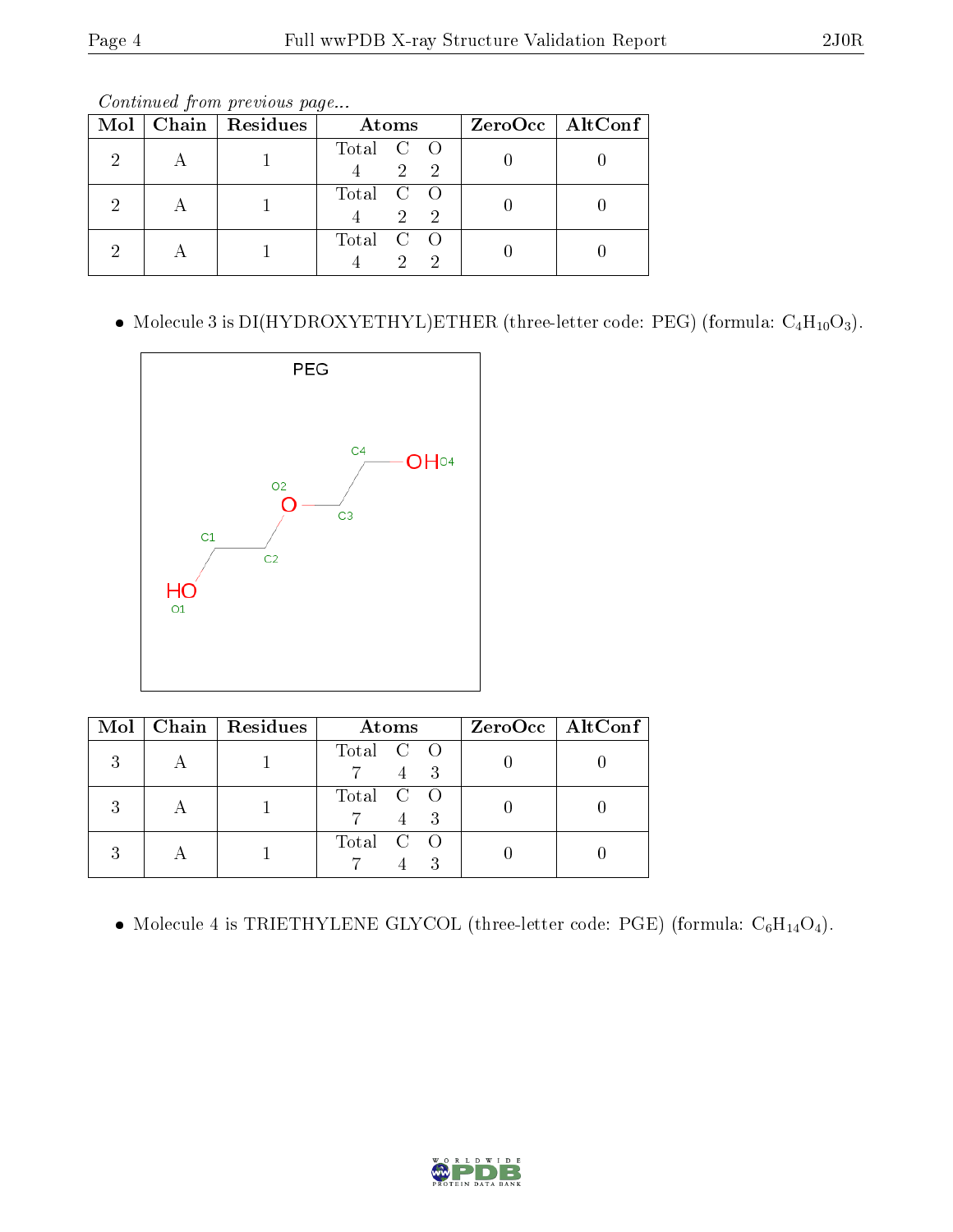*Continued from previous page...*

| Mol | Chain | Residues | Atoms | | | ZeroOcc | AltConf |
|---|---|---|---|---|---|---|---|
| | | | Total | C | O | | |
| 2 | A | 1 | 4 | 2 | 2 | 0 | 0 |
| 2 | A | 1 | 4 | 2 | 2 | 0 | 0 |
| 2 | A | 1 | 4 | 2 | 2 | 0 | 0 |

- Molecule 3 is DI(HYDROXYETHYL)ETHER (three-letter code: PEG) (formula: $C_4H_{10}O_3$).

| Mol | Chain | Residues | Atoms | | | ZeroOcc | AltConf |
|---|---|---|---|---|---|---|---|
| | | | Total | C | O | | |
| 3 | A | 1 | 7 | 4 | 3 | 0 | 0 |
| 3 | A | 1 | 7 | 4 | 3 | 0 | 0 |
| 3 | A | 1 | 7 | 4 | 3 | 0 | 0 |

- Molecule 4 is TRIETHYLENE GLYCOL (three-letter code: PGE) (formula: $C_6H_{14}O_4$).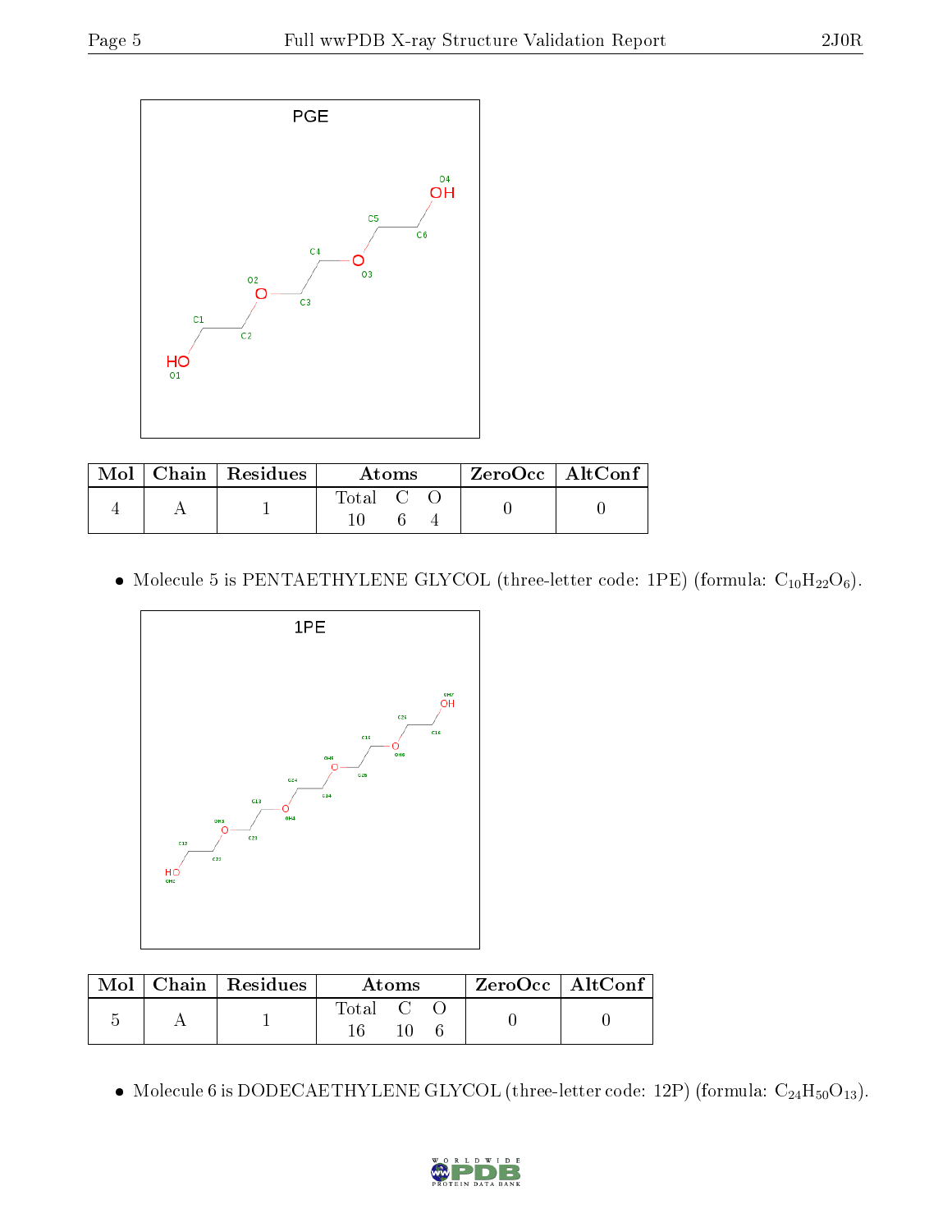| Mol | Chain | Residues | Atoms | | | ZeroOcc | AltConf |
|---|---|---|---|---|---|---|---|
| | | | Total | C | O | | |
| 4 | A | 1 | 10 | 6 | 4 | 0 | 0 |

- Molecule 5 is PENTAETHYLENE GLYCOL (three-letter code: 1PE) (formula: $C_{10}H_{22}O_6$).

| Mol | Chain | Residues | Atoms | | | ZeroOcc | AltConf |
|---|---|---|---|---|---|---|---|
| | | | Total | C | O | | |
| 5 | A | 1 | 16 | 10 | 6 | 0 | 0 |

- Molecule 6 is DODECAETHYLENE GLYCOL (three-letter code: 12P) (formula: $C_{24}H_{50}O_{13}$).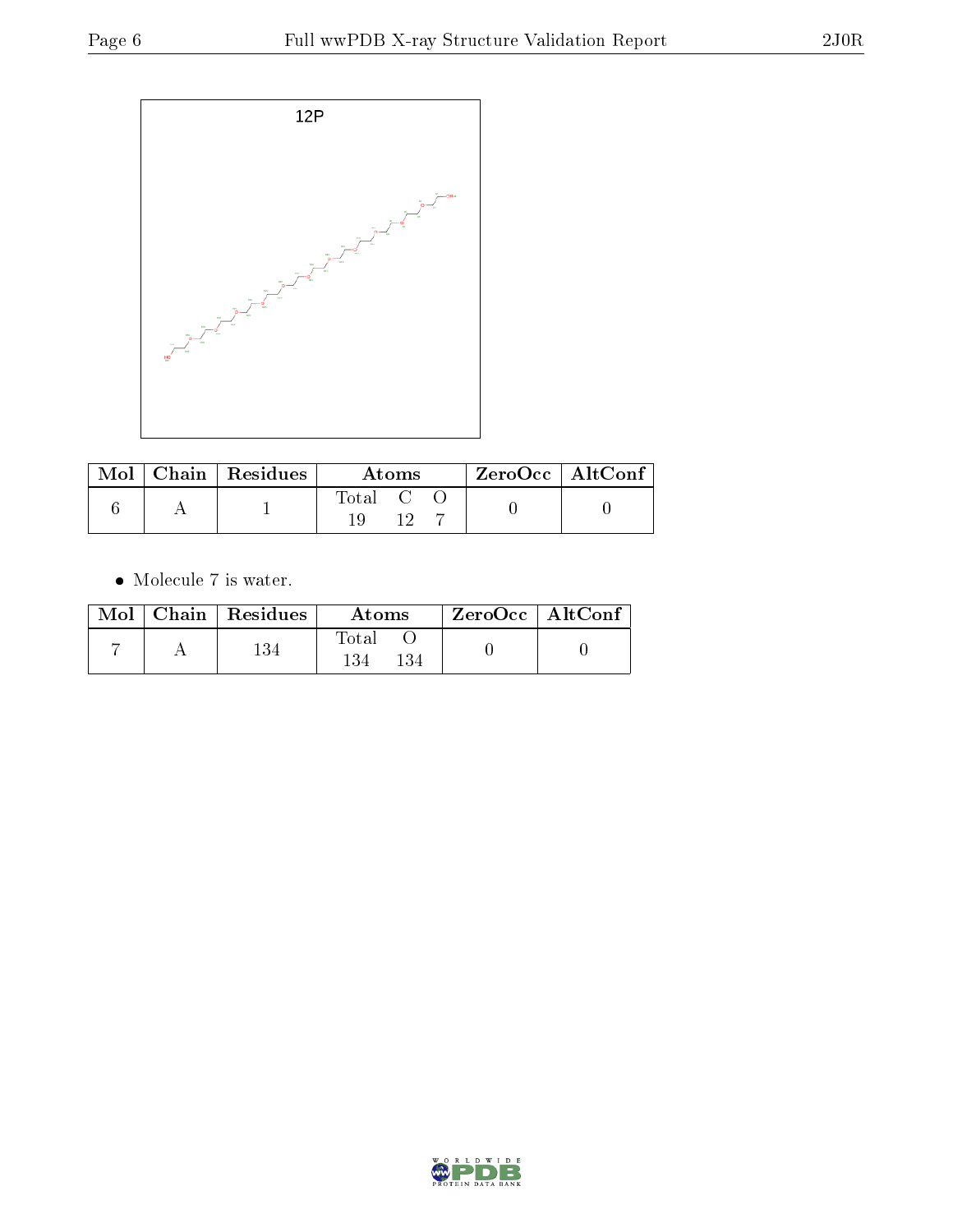12P

| Mol | Chain | Residues | Atoms | | | ZeroOcc | AltConf |
|---|---|---|---|---|---|---|---|
| | | | Total | C | O | | |
| 6 | A | 1 | 19 | 12 | 7 | 0 | 0 |

- Molecule 7 is water.

| Mol | Chain | Residues | Atoms | | ZeroOcc | AltConf |
|---|---|---|---|---|---|---|
| | | | Total | O | | |
| 7 | A | 134 | 134 | 134 | 0 | 0 |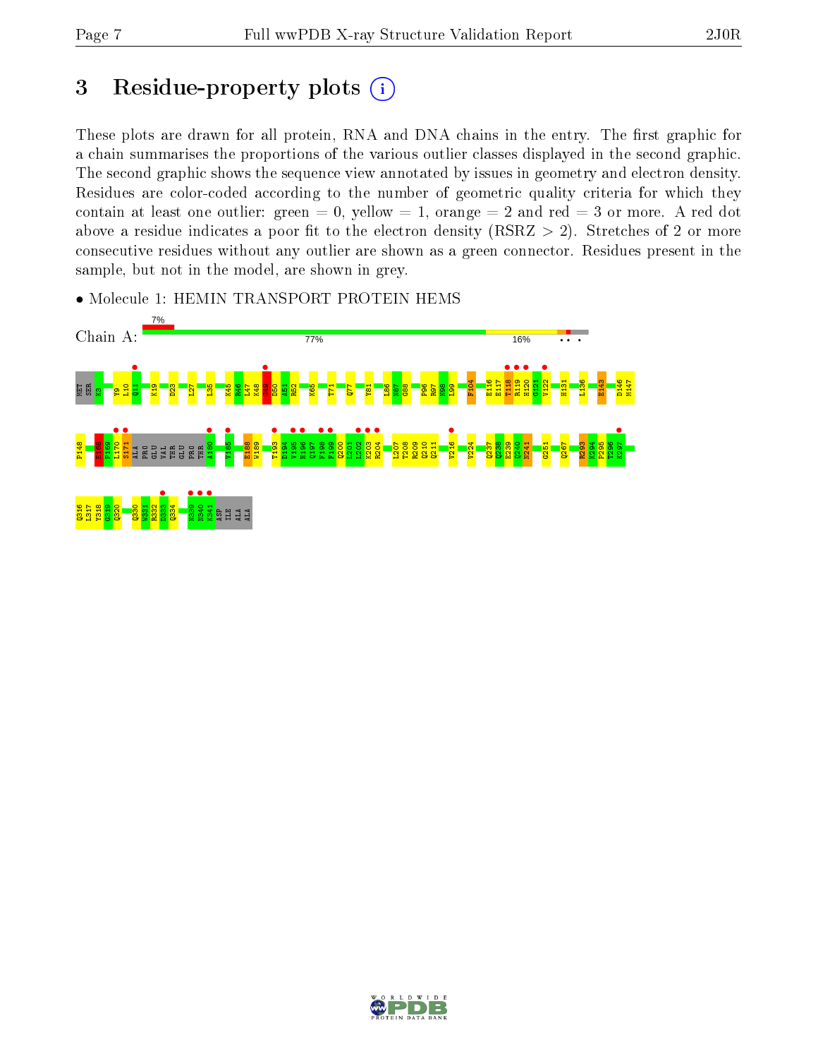## 3 Residue-property plots

These plots are drawn for all protein, RNA and DNA chains in the entry. The first graphic for a chain summarises the proportions of the various outlier classes displayed in the second graphic. The second graphic shows the sequence view annotated by issues in geometry and electron density. Residues are color-coded according to the number of geometric quality criteria for which they contain at least one outlier: green = 0, yellow = 1, orange = 2 and red = 3 or more. A red dot above a residue indicates a poor fit to the electron density (RSRZ > 2). Stretches of 2 or more consecutive residues without any outlier are shown as a green connector. Residues present in the sample, but not in the model, are shown in grey.

- Molecule 1: HEMIN TRANSPORT PROTEIN HEMS

Chain A: 7% 77% 16%

MET SER K3 Y9 L10 Q11 K19 D23 L27 L35 K45 R46 L47 K48 H49 D50 A51 R52 K65 T71 Q77 Y81 L86 N87 G88 P96 R97 N98 L99 F104 E116 E117 T118 R119 H120 G121 V122 H131 L136 E143 D146 M147

P148 E168 P169 L170 S171 ALA PRO GLU VAL THR GLU PRO THR A180 V185 E188 W189 T193 D194 V195 H196 Q197 F198 F199 Q200 L201 L202 K203 R204 L207 T208 R209 Q210 Q211 V216 V224 Q237 Q238 E239 Q240 N241 G251 Q267 R293 K294 P295 T296 K297

Q316 L317 Y318 G319 Q320 Q330 W331 R332 D333 Q334 N339 N340 K341 ASP ILE ALA ALA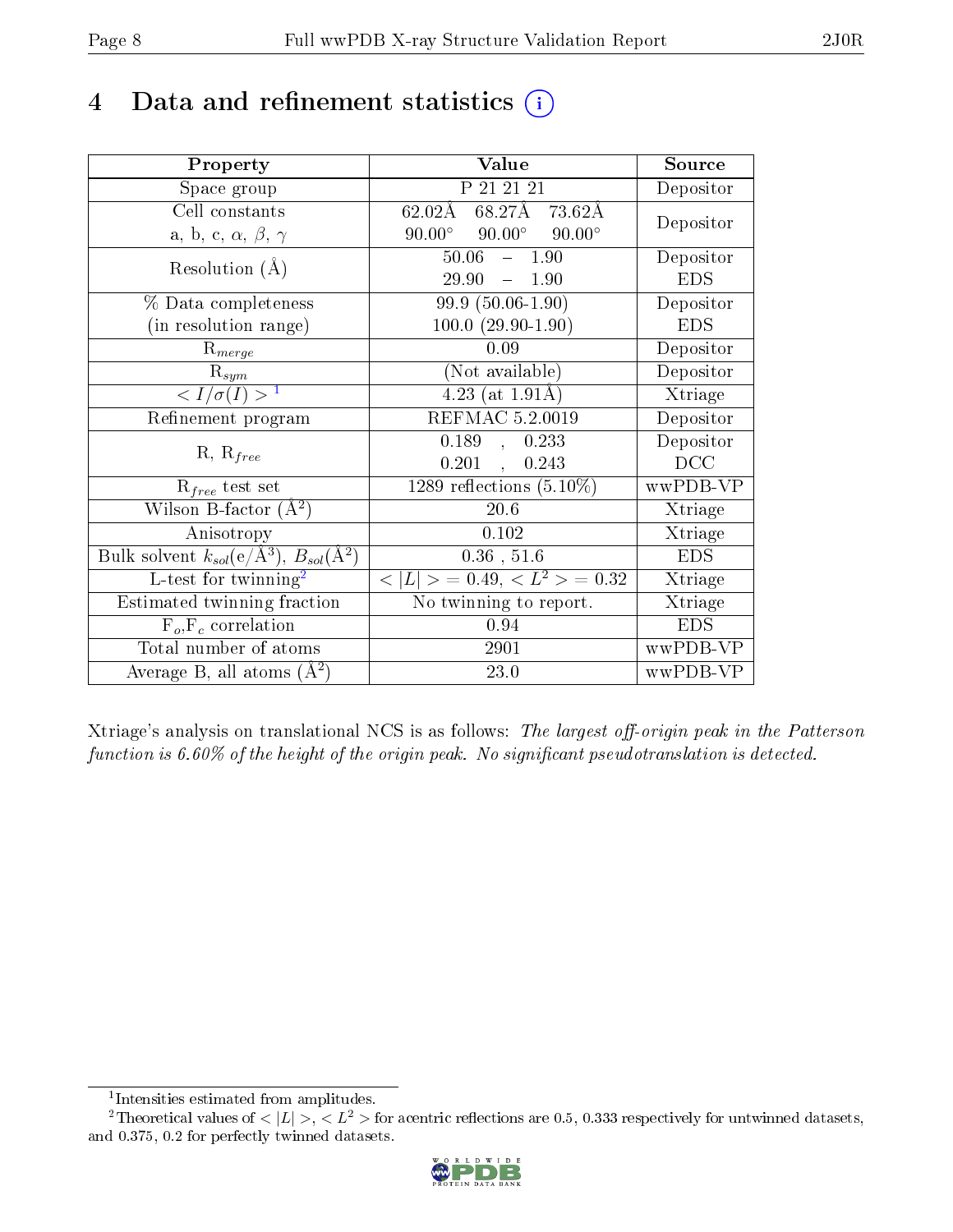# 4 Data and refinement statistics (i)

| Property | Value | Source |
|---|---|---|
| Space group | P 21 21 21 | Depositor |
| Cell constants<br>a, b, c, $\alpha$, $\beta$, $\gamma$ | 62.02Å 68.27Å 73.62Å<br>90.00° 90.00° 90.00° | Depositor |
| Resolution (Å) | 50.06 – 1.90<br>29.90 – 1.90 | Depositor<br>EDS |
| % Data completeness<br>(in resolution range) | 99.9 (50.06-1.90)<br>100.0 (29.90-1.90) | Depositor<br>EDS |
| $R_{merge}$ | 0.09 | Depositor |
| $R_{sym}$ | (Not available) | Depositor |
| $< I/\sigma(I) >$ [1] | 4.23 (at 1.91Å) | Xtriage |
| Refinement program | REFMAC 5.2.0019 | Depositor |
| R, $R_{free}$ | 0.189 , 0.233<br>0.201 , 0.243 | Depositor<br>DCC |
| $R_{free}$ test set | 1289 reflections (5.10%) | wwPDB-VP |
| Wilson B-factor (Å$^2$) | 20.6 | Xtriage |
| Anisotropy | 0.102 | Xtriage |
| Bulk solvent $k_{sol}$(e/Å$^3$), $B_{sol}$(Å$^2$) | 0.36 , 51.6 | EDS |
| L-test for twinning[2] | $< \|L\| >$ = 0.49, $< L^2 >$ = 0.32 | Xtriage |
| Estimated twinning fraction | No twinning to report. | Xtriage |
| $F_o$,$F_c$ correlation | 0.94 | EDS |
| Total number of atoms | 2901 | wwPDB-VP |
| Average B, all atoms (Å$^2$) | 23.0 | wwPDB-VP |

Xtriage's analysis on translational NCS is as follows: *The largest off-origin peak in the Patterson function is 6.60% of the height of the origin peak. No significant pseudotranslation is detected.*

[1] Intensities estimated from amplitudes.

[2] Theoretical values of $< |L| >$, $< L^2 >$ for acentric reflections are 0.5, 0.333 respectively for untwinned datasets, and 0.375, 0.2 for perfectly twinned datasets.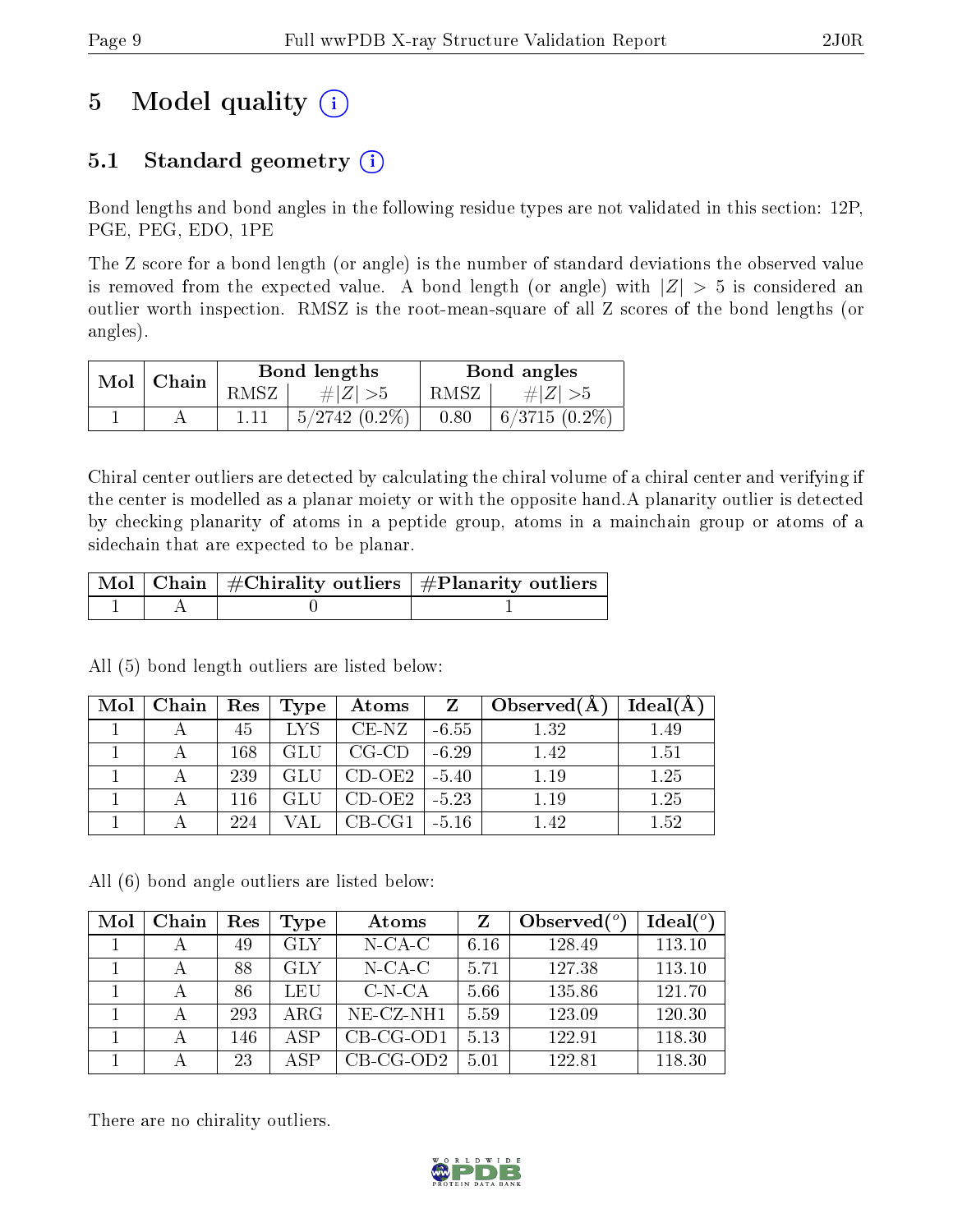# 5 Model quality

## 5.1 Standard geometry

Bond lengths and bond angles in the following residue types are not validated in this section: 12P, PGE, PEG, EDO, 1PE

The Z score for a bond length (or angle) is the number of standard deviations the observed value is removed from the expected value. A bond length (or angle) with $|Z| > 5$ is considered an outlier worth inspection. RMSZ is the root-mean-square of all Z scores of the bond lengths (or angles).

| Mol | Chain | Bond lengths | | Bond angles | |
|---|---|---|---|---|---|
| | | RMSZ | $\#\|Z\| > 5$ | RMSZ | $\#\|Z\| > 5$ |
| 1 | A | 1.11 | 5/2742 (0.2%) | 0.80 | 6/3715 (0.2%) |

Chiral center outliers are detected by calculating the chiral volume of a chiral center and verifying if the center is modelled as a planar moiety or with the opposite hand.A planarity outlier is detected by checking planarity of atoms in a peptide group, atoms in a mainchain group or atoms of a sidechain that are expected to be planar.

| Mol | Chain | #Chirality outliers | #Planarity outliers |
|---|---|---|---|
| 1 | A | 0 | 1 |

All (5) bond length outliers are listed below:

| Mol | Chain | Res | Type | Atoms | Z | Observed(Å) | Ideal(Å) |
|---|---|---|---|---|---|---|---|
| 1 | A | 45 | LYS | CE-NZ | -6.55 | 1.32 | 1.49 |
| 1 | A | 168 | GLU | CG-CD | -6.29 | 1.42 | 1.51 |
| 1 | A | 239 | GLU | CD-OE2 | -5.40 | 1.19 | 1.25 |
| 1 | A | 116 | GLU | CD-OE2 | -5.23 | 1.19 | 1.25 |
| 1 | A | 224 | VAL | CB-CG1 | -5.16 | 1.42 | 1.52 |

All (6) bond angle outliers are listed below:

| Mol | Chain | Res | Type | Atoms | Z | Observed(°) | Ideal(°) |
|---|---|---|---|---|---|---|---|
| 1 | A | 49 | GLY | N-CA-C | 6.16 | 128.49 | 113.10 |
| 1 | A | 88 | GLY | N-CA-C | 5.71 | 127.38 | 113.10 |
| 1 | A | 86 | LEU | C-N-CA | 5.66 | 135.86 | 121.70 |
| 1 | A | 293 | ARG | NE-CZ-NH1 | 5.59 | 123.09 | 120.30 |
| 1 | A | 146 | ASP | CB-CG-OD1 | 5.13 | 122.91 | 118.30 |
| 1 | A | 23 | ASP | CB-CG-OD2 | 5.01 | 122.81 | 118.30 |

There are no chirality outliers.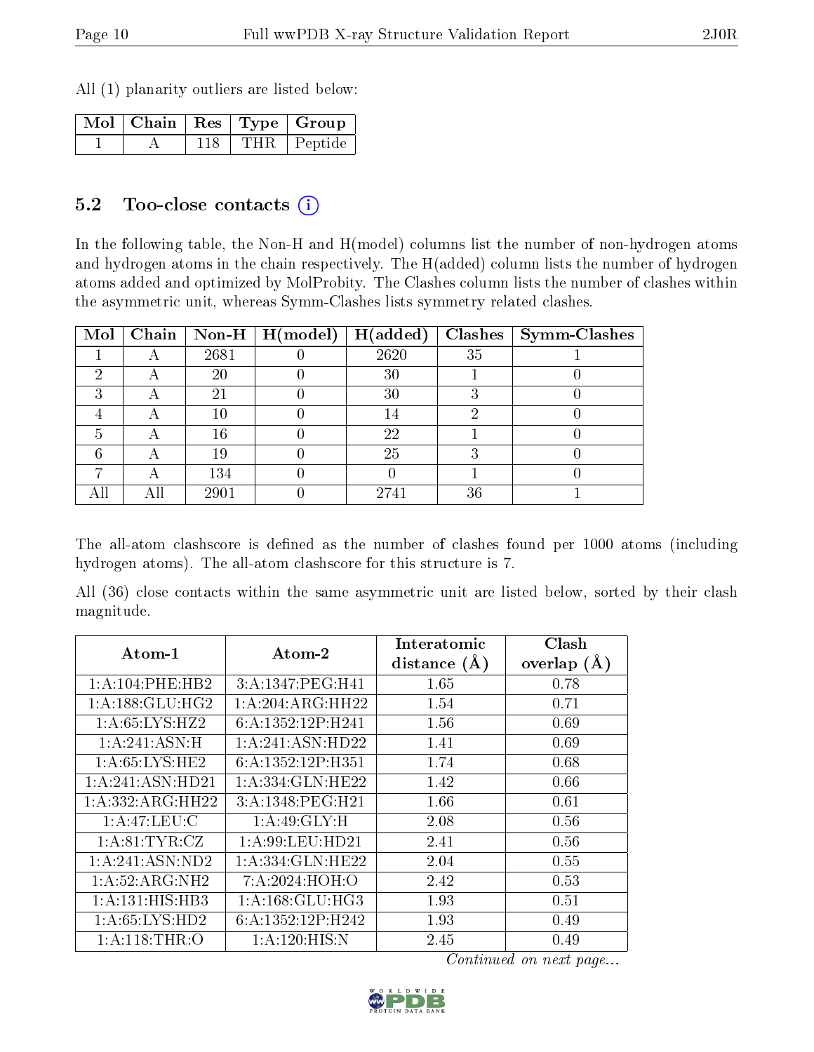All (1) planarity outliers are listed below:

| Mol | Chain | Res | Type | Group |
|---|---|---|---|---|
| 1 | A | 118 | THR | Peptide |

## 5.2 Too-close contacts (i)

In the following table, the Non-H and H(model) columns list the number of non-hydrogen atoms and hydrogen atoms in the chain respectively. The H(added) column lists the number of hydrogen atoms added and optimized by MolProbity. The Clashes column lists the number of clashes within the asymmetric unit, whereas Symm-Clashes lists symmetry related clashes.

| Mol | Chain | Non-H | H(model) | H(added) | Clashes | Symm-Clashes |
|---|---|---|---|---|---|---|
| 1 | A | 2681 | 0 | 2620 | 35 | 1 |
| 2 | A | 20 | 0 | 30 | 1 | 0 |
| 3 | A | 21 | 0 | 30 | 3 | 0 |
| 4 | A | 10 | 0 | 14 | 2 | 0 |
| 5 | A | 16 | 0 | 22 | 1 | 0 |
| 6 | A | 19 | 0 | 25 | 3 | 0 |
| 7 | A | 134 | 0 | 0 | 1 | 0 |
| All | All | 2901 | 0 | 2741 | 36 | 1 |

The all-atom clashscore is defined as the number of clashes found per 1000 atoms (including hydrogen atoms). The all-atom clashscore for this structure is 7.

All (36) close contacts within the same asymmetric unit are listed below, sorted by their clash magnitude.

| Atom-1 | Atom-2 | Interatomic distance (Å) | Clash overlap (Å) |
|---|---|---|---|
| 1:A:104:PHE:HB2 | 3:A:1347:PEG:H41 | 1.65 | 0.78 |
| 1:A:188:GLU:HG2 | 1:A:204:ARG:HH22 | 1.54 | 0.71 |
| 1:A:65:LYS:HZ2 | 6:A:1352:12P:H241 | 1.56 | 0.69 |
| 1:A:241:ASN:H | 1:A:241:ASN:HD22 | 1.41 | 0.69 |
| 1:A:65:LYS:HE2 | 6:A:1352:12P:H351 | 1.74 | 0.68 |
| 1:A:241:ASN:HD21 | 1:A:334:GLN:HE22 | 1.42 | 0.66 |
| 1:A:332:ARG:HH22 | 3:A:1348:PEG:H21 | 1.66 | 0.61 |
| 1:A:47:LEU:C | 1:A:49:GLY:H | 2.08 | 0.56 |
| 1:A:81:TYR:CZ | 1:A:99:LEU:HD21 | 2.41 | 0.56 |
| 1:A:241:ASN:ND2 | 1:A:334:GLN:HE22 | 2.04 | 0.55 |
| 1:A:52:ARG:NH2 | 7:A:2024:HOH:O | 2.42 | 0.53 |
| 1:A:131:HIS:HB3 | 1:A:168:GLU:HG3 | 1.93 | 0.51 |
| 1:A:65:LYS:HD2 | 6:A:1352:12P:H242 | 1.93 | 0.49 |
| 1:A:118:THR:O | 1:A:120:HIS:N | 2.45 | 0.49 |

*Continued on next page...*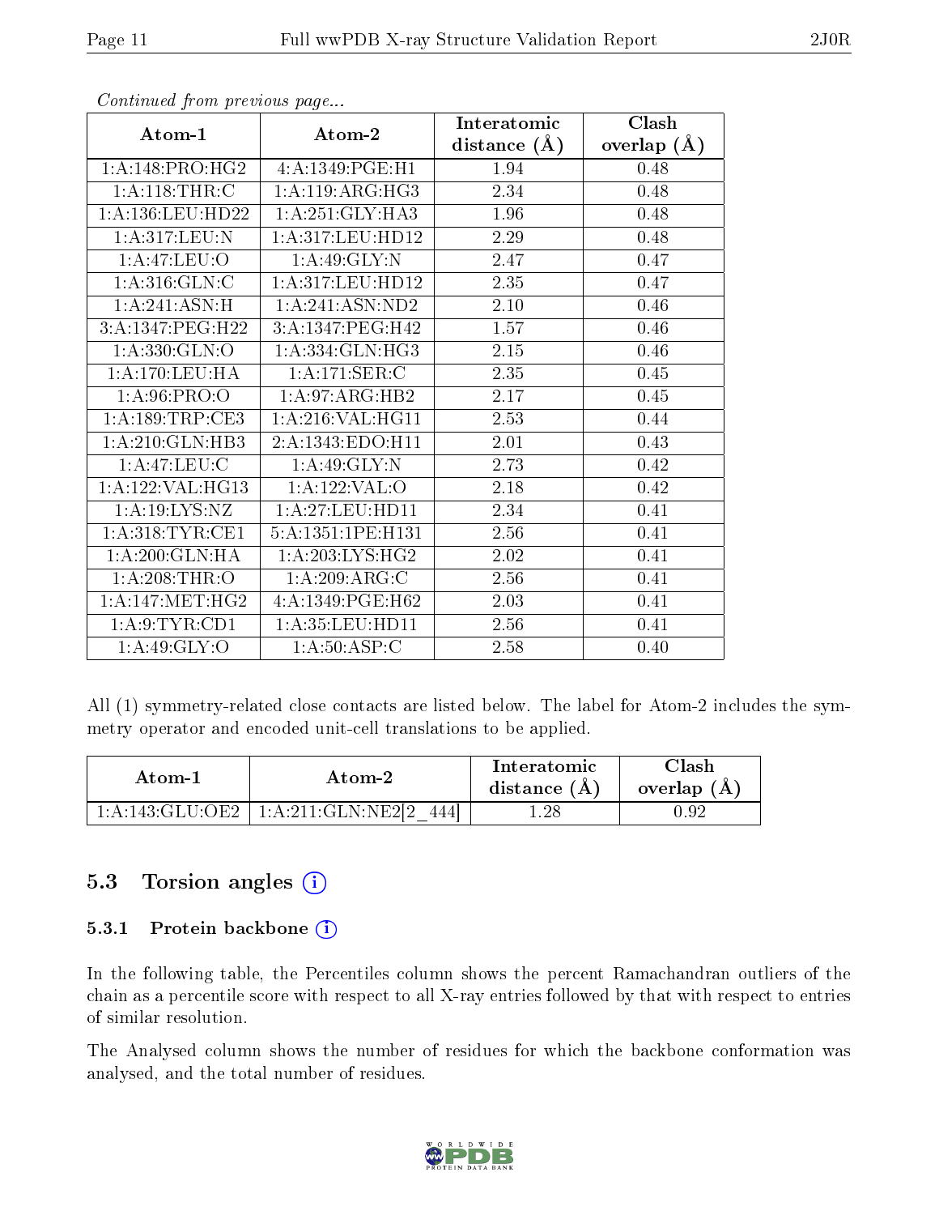*Continued from previous page...*

| Atom-1 | Atom-2 | Interatomic distance (Å) | Clash overlap (Å) |
|---|---|---|---|
| 1:A:148:PRO:HG2 | 4:A:1349:PGE:H1 | 1.94 | 0.48 |
| 1:A:118:THR:C | 1:A:119:ARG:HG3 | 2.34 | 0.48 |
| 1:A:136:LEU:HD22 | 1:A:251:GLY:HA3 | 1.96 | 0.48 |
| 1:A:317:LEU:N | 1:A:317:LEU:HD12 | 2.29 | 0.48 |
| 1:A:47:LEU:O | 1:A:49:GLY:N | 2.47 | 0.47 |
| 1:A:316:GLN:C | 1:A:317:LEU:HD12 | 2.35 | 0.47 |
| 1:A:241:ASN:H | 1:A:241:ASN:ND2 | 2.10 | 0.46 |
| 3:A:1347:PEG:H22 | 3:A:1347:PEG:H42 | 1.57 | 0.46 |
| 1:A:330:GLN:O | 1:A:334:GLN:HG3 | 2.15 | 0.46 |
| 1:A:170:LEU:HA | 1:A:171:SER:C | 2.35 | 0.45 |
| 1:A:96:PRO:O | 1:A:97:ARG:HB2 | 2.17 | 0.45 |
| 1:A:189:TRP:CE3 | 1:A:216:VAL:HG11 | 2.53 | 0.44 |
| 1:A:210:GLN:HB3 | 2:A:1343:EDO:H11 | 2.01 | 0.43 |
| 1:A:47:LEU:C | 1:A:49:GLY:N | 2.73 | 0.42 |
| 1:A:122:VAL:HG13 | 1:A:122:VAL:O | 2.18 | 0.42 |
| 1:A:19:LYS:NZ | 1:A:27:LEU:HD11 | 2.34 | 0.41 |
| 1:A:318:TYR:CE1 | 5:A:1351:1PE:H131 | 2.56 | 0.41 |
| 1:A:200:GLN:HA | 1:A:203:LYS:HG2 | 2.02 | 0.41 |
| 1:A:208:THR:O | 1:A:209:ARG:C | 2.56 | 0.41 |
| 1:A:147:MET:HG2 | 4:A:1349:PGE:H62 | 2.03 | 0.41 |
| 1:A:9:TYR:CD1 | 1:A:35:LEU:HD11 | 2.56 | 0.41 |
| 1:A:49:GLY:O | 1:A:50:ASP:C | 2.58 | 0.40 |

All (1) symmetry-related close contacts are listed below. The label for Atom-2 includes the symmetry operator and encoded unit-cell translations to be applied.

| Atom-1 | Atom-2 | Interatomic distance (Å) | Clash overlap (Å) |
|---|---|---|---|
| 1:A:143:GLU:OE2 | 1:A:211:GLN:NE2[2_444] | 1.28 | 0.92 |

## 5.3 Torsion angles

### 5.3.1 Protein backbone

In the following table, the Percentiles column shows the percent Ramachandran outliers of the chain as a percentile score with respect to all X-ray entries followed by that with respect to entries of similar resolution.

The Analysed column shows the number of residues for which the backbone conformation was analysed, and the total number of residues.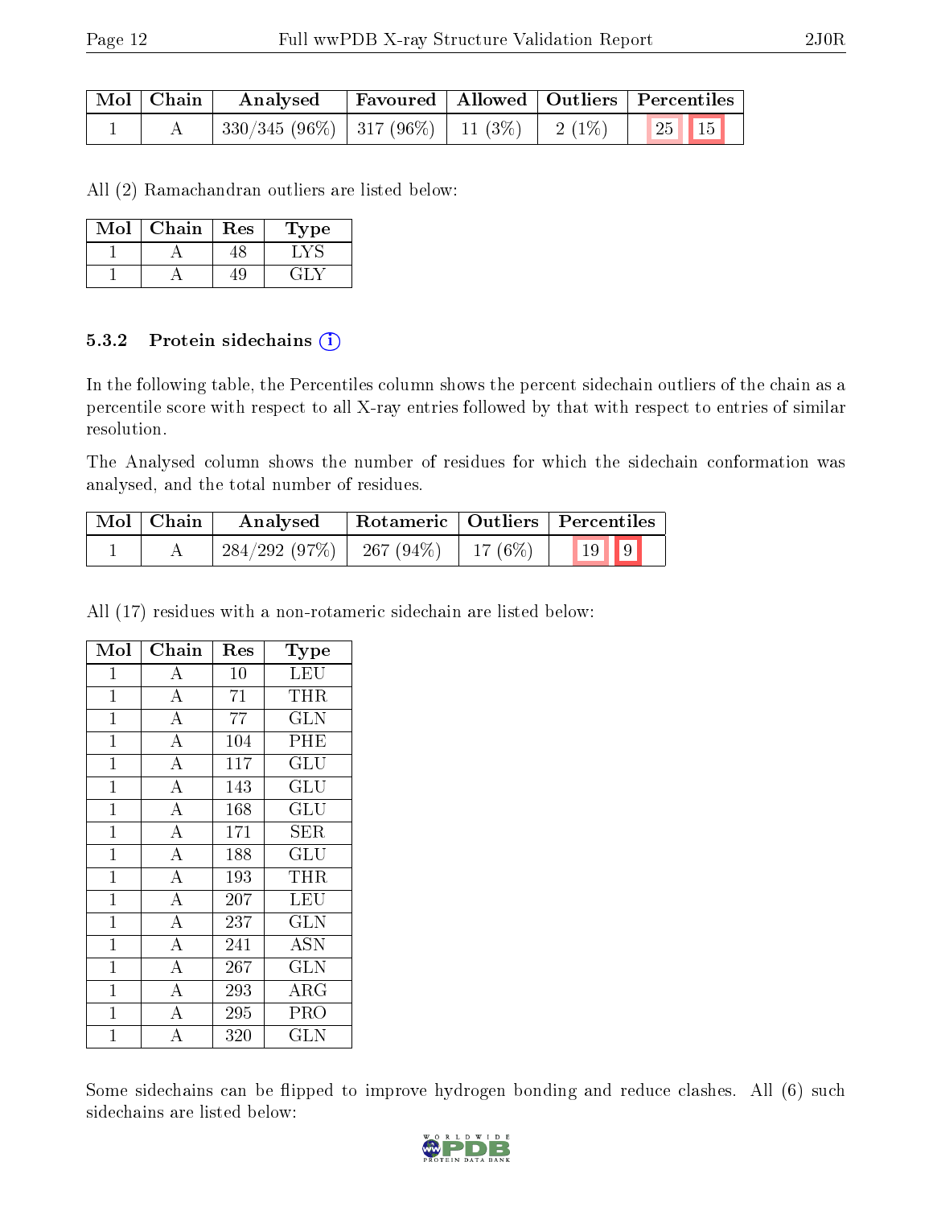| Mol | Chain | Analysed | Favoured | Allowed | Outliers | Percentiles | |
|---|---|---|---|---|---|---|---|
| 1 | A | 330/345 (96%) | 317 (96%) | 11 (3%) | 2 (1%) | 25 | 15 |

All (2) Ramachandran outliers are listed below:

| Mol | Chain | Res | Type |
|---|---|---|---|
| 1 | A | 48 | LYS |
| 1 | A | 49 | GLY |

#### 5.3.2 Protein sidechains (i)

In the following table, the Percentiles column shows the percent sidechain outliers of the chain as a percentile score with respect to all X-ray entries followed by that with respect to entries of similar resolution.

The Analysed column shows the number of residues for which the sidechain conformation was analysed, and the total number of residues.

| Mol | Chain | Analysed | Rotameric | Outliers | Percentiles | |
|---|---|---|---|---|---|---|
| 1 | A | 284/292 (97%) | 267 (94%) | 17 (6%) | 19 | 9 |

All (17) residues with a non-rotameric sidechain are listed below:

| Mol | Chain | Res | Type |
|---|---|---|---|
| 1 | A | 10 | LEU |
| 1 | A | 71 | THR |
| 1 | A | 77 | GLN |
| 1 | A | 104 | PHE |
| 1 | A | 117 | GLU |
| 1 | A | 143 | GLU |
| 1 | A | 168 | GLU |
| 1 | A | 171 | SER |
| 1 | A | 188 | GLU |
| 1 | A | 193 | THR |
| 1 | A | 207 | LEU |
| 1 | A | 237 | GLN |
| 1 | A | 241 | ASN |
| 1 | A | 267 | GLN |
| 1 | A | 293 | ARG |
| 1 | A | 295 | PRO |
| 1 | A | 320 | GLN |

Some sidechains can be flipped to improve hydrogen bonding and reduce clashes. All (6) such sidechains are listed below: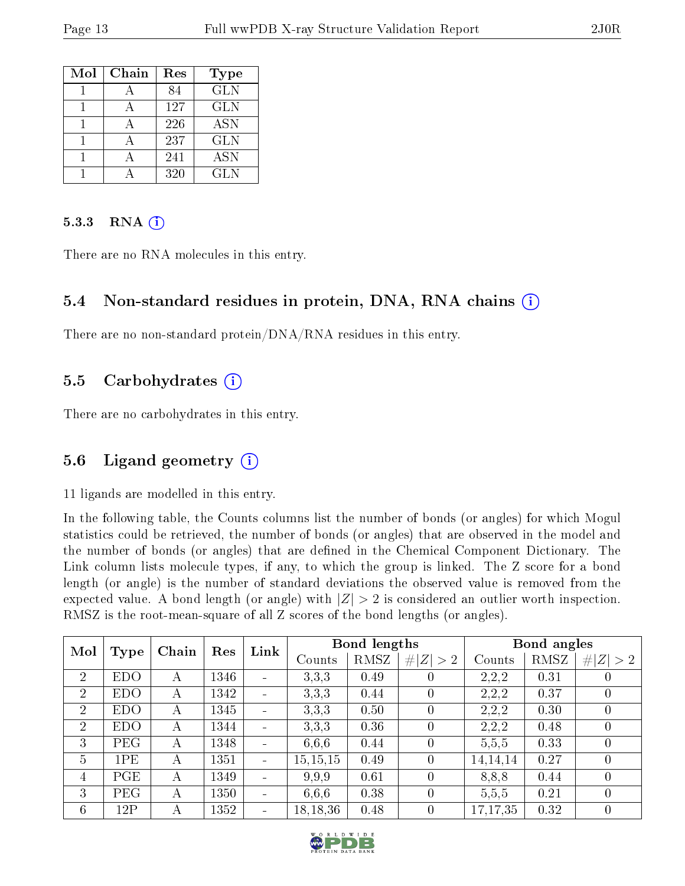| Mol | Chain | Res | Type |
| --- | --- | --- | --- |
| 1 | A | 84 | GLN |
| 1 | A | 127 | GLN |
| 1 | A | 226 | ASN |
| 1 | A | 237 | GLN |
| 1 | A | 241 | ASN |
| 1 | A | 320 | GLN |

#### 5.3.3 RNA (i)

There are no RNA molecules in this entry.

### 5.4 Non-standard residues in protein, DNA, RNA chains (i)

There are no non-standard protein/DNA/RNA residues in this entry.

### 5.5 Carbohydrates (i)

There are no carbohydrates in this entry.

### 5.6 Ligand geometry (i)

11 ligands are modelled in this entry.

In the following table, the Counts columns list the number of bonds (or angles) for which Mogul statistics could be retrieved, the number of bonds (or angles) that are observed in the model and the number of bonds (or angles) that are defined in the Chemical Component Dictionary. The Link column lists molecule types, if any, to which the group is linked. The Z score for a bond length (or angle) is the number of standard deviations the observed value is removed from the expected value. A bond length (or angle) with $|Z| > 2$ is considered an outlier worth inspection. RMSZ is the root-mean-square of all Z scores of the bond lengths (or angles).

| Mol | Type | Chain | Res | Link | Bond lengths | | | Bond angles | | |
| --- | --- | --- | --- | --- | --- | --- | --- | --- | --- | --- |
| | | | | | Counts | RMSZ | $\#\|Z\| > 2$ | Counts | RMSZ | $\#\|Z\| > 2$ |
| 2 | EDO | A | 1346 | - | 3,3,3 | 0.49 | 0 | 2,2,2 | 0.31 | 0 |
| 2 | EDO | A | 1342 | - | 3,3,3 | 0.44 | 0 | 2,2,2 | 0.37 | 0 |
| 2 | EDO | A | 1345 | - | 3,3,3 | 0.50 | 0 | 2,2,2 | 0.30 | 0 |
| 2 | EDO | A | 1344 | - | 3,3,3 | 0.36 | 0 | 2,2,2 | 0.48 | 0 |
| 3 | PEG | A | 1348 | - | 6,6,6 | 0.44 | 0 | 5,5,5 | 0.33 | 0 |
| 5 | 1PE | A | 1351 | - | 15,15,15 | 0.49 | 0 | 14,14,14 | 0.27 | 0 |
| 4 | PGE | A | 1349 | - | 9,9,9 | 0.61 | 0 | 8,8,8 | 0.44 | 0 |
| 3 | PEG | A | 1350 | - | 6,6,6 | 0.38 | 0 | 5,5,5 | 0.21 | 0 |
| 6 | 12P | A | 1352 | - | 18,18,36 | 0.48 | 0 | 17,17,35 | 0.32 | 0 |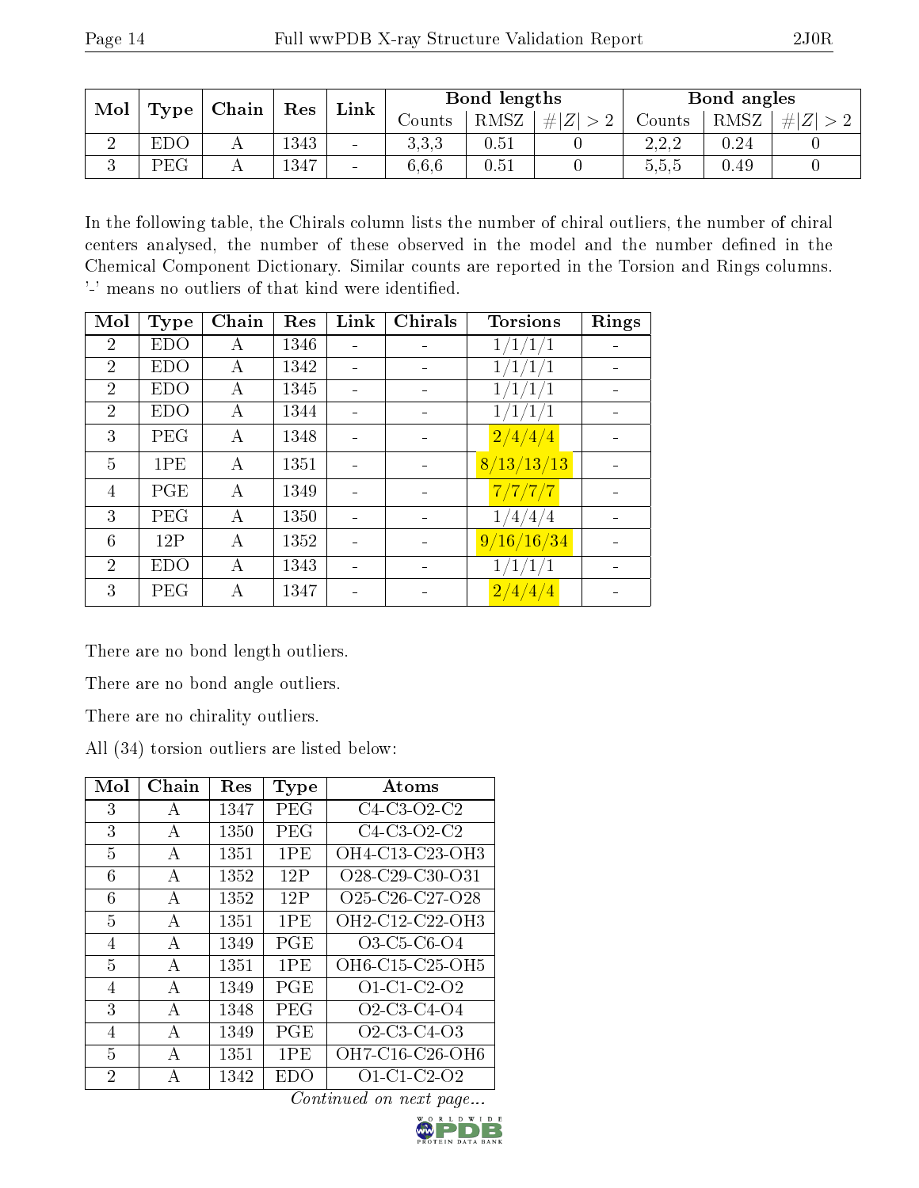| Mol | Type | Chain | Res | Link | Bond lengths | | | Bond angles | | |
|---|---|---|---|---|---|---|---|---|---|---|
| | | | | | Counts | RMSZ | $\#\|Z\|>2$ | Counts | RMSZ | $\#\|Z\|>2$ |
| 2 | EDO | A | 1343 | - | 3,3,3 | 0.51 | 0 | 2,2,2 | 0.24 | 0 |
| 3 | PEG | A | 1347 | - | 6,6,6 | 0.51 | 0 | 5,5,5 | 0.49 | 0 |

In the following table, the Chirals column lists the number of chiral outliers, the number of chiral centers analysed, the number of these observed in the model and the number defined in the Chemical Component Dictionary. Similar counts are reported in the Torsion and Rings columns. '-' means no outliers of that kind were identified.

| Mol | Type | Chain | Res | Link | Chirals | Torsions | Rings |
|---|---|---|---|---|---|---|---|
| 2 | EDO | A | 1346 | - | - | 1/1/1/1 | - |
| 2 | EDO | A | 1342 | - | - | 1/1/1/1 | - |
| 2 | EDO | A | 1345 | - | - | 1/1/1/1 | - |
| 2 | EDO | A | 1344 | - | - | 1/1/1/1 | - |
| 3 | PEG | A | 1348 | - | - | 2/4/4/4 | - |
| 5 | 1PE | A | 1351 | - | - | 8/13/13/13 | - |
| 4 | PGE | A | 1349 | - | - | 7/7/7/7 | - |
| 3 | PEG | A | 1350 | - | - | 1/4/4/4 | - |
| 6 | 12P | A | 1352 | - | - | 9/16/16/34 | - |
| 2 | EDO | A | 1343 | - | - | 1/1/1/1 | - |
| 3 | PEG | A | 1347 | - | - | 2/4/4/4 | - |

There are no bond length outliers.

There are no bond angle outliers.

There are no chirality outliers.

All (34) torsion outliers are listed below:

| Mol | Chain | Res | Type | Atoms |
|---|---|---|---|---|
| 3 | A | 1347 | PEG | C4-C3-O2-C2 |
| 3 | A | 1350 | PEG | C4-C3-O2-C2 |
| 5 | A | 1351 | 1PE | OH4-C13-C23-OH3 |
| 6 | A | 1352 | 12P | O28-C29-C30-O31 |
| 6 | A | 1352 | 12P | O25-C26-C27-O28 |
| 5 | A | 1351 | 1PE | OH2-C12-C22-OH3 |
| 4 | A | 1349 | PGE | O3-C5-C6-O4 |
| 5 | A | 1351 | 1PE | OH6-C15-C25-OH5 |
| 4 | A | 1349 | PGE | O1-C1-C2-O2 |
| 3 | A | 1348 | PEG | O2-C3-C4-O4 |
| 4 | A | 1349 | PGE | O2-C3-C4-O3 |
| 5 | A | 1351 | 1PE | OH7-C16-C26-OH6 |
| 2 | A | 1342 | EDO | O1-C1-C2-O2 |

*Continued on next page...*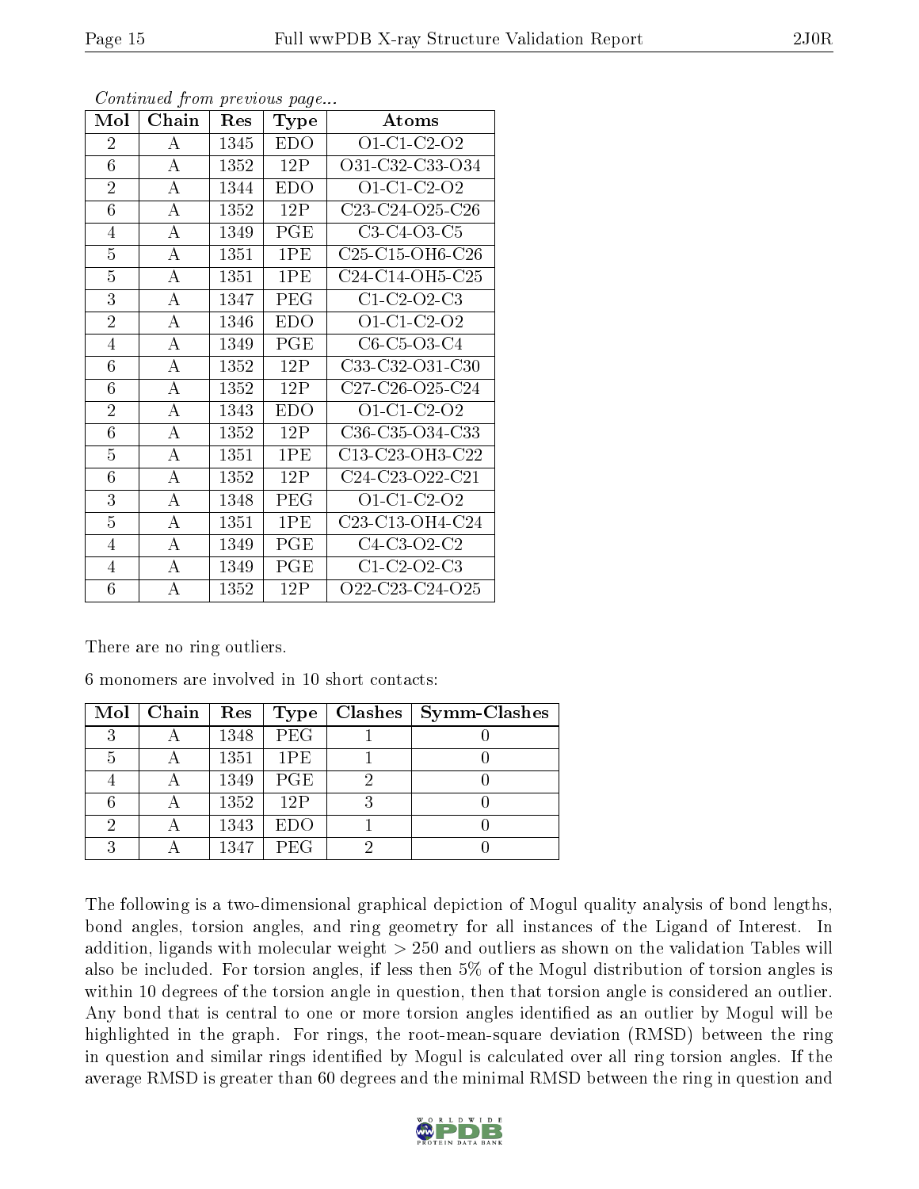*Continued from previous page...*

| Mol | Chain | Res | Type | Atoms |
|---|---|---|---|---|
| 2 | A | 1345 | EDO | O1-C1-C2-O2 |
| 6 | A | 1352 | 12P | O31-C32-C33-O34 |
| 2 | A | 1344 | EDO | O1-C1-C2-O2 |
| 6 | A | 1352 | 12P | C23-C24-O25-C26 |
| 4 | A | 1349 | PGE | C3-C4-O3-C5 |
| 5 | A | 1351 | 1PE | C25-C15-OH6-C26 |
| 5 | A | 1351 | 1PE | C24-C14-OH5-C25 |
| 3 | A | 1347 | PEG | C1-C2-O2-C3 |
| 2 | A | 1346 | EDO | O1-C1-C2-O2 |
| 4 | A | 1349 | PGE | C6-C5-O3-C4 |
| 6 | A | 1352 | 12P | C33-C32-O31-C30 |
| 6 | A | 1352 | 12P | C27-C26-O25-C24 |
| 2 | A | 1343 | EDO | O1-C1-C2-O2 |
| 6 | A | 1352 | 12P | C36-C35-O34-C33 |
| 5 | A | 1351 | 1PE | C13-C23-OH3-C22 |
| 6 | A | 1352 | 12P | C24-C23-O22-C21 |
| 3 | A | 1348 | PEG | O1-C1-C2-O2 |
| 5 | A | 1351 | 1PE | C23-C13-OH4-C24 |
| 4 | A | 1349 | PGE | C4-C3-O2-C2 |
| 4 | A | 1349 | PGE | C1-C2-O2-C3 |
| 6 | A | 1352 | 12P | O22-C23-C24-O25 |

There are no ring outliers.

6 monomers are involved in 10 short contacts:

| Mol | Chain | Res | Type | Clashes | Symm-Clashes |
|---|---|---|---|---|---|
| 3 | A | 1348 | PEG | 1 | 0 |
| 5 | A | 1351 | 1PE | 1 | 0 |
| 4 | A | 1349 | PGE | 2 | 0 |
| 6 | A | 1352 | 12P | 3 | 0 |
| 2 | A | 1343 | EDO | 1 | 0 |
| 3 | A | 1347 | PEG | 2 | 0 |

The following is a two-dimensional graphical depiction of Mogul quality analysis of bond lengths, bond angles, torsion angles, and ring geometry for all instances of the Ligand of Interest. In addition, ligands with molecular weight > 250 and outliers as shown on the validation Tables will also be included. For torsion angles, if less then 5% of the Mogul distribution of torsion angles is within 10 degrees of the torsion angle in question, then that torsion angle is considered an outlier. Any bond that is central to one or more torsion angles identified as an outlier by Mogul will be highlighted in the graph. For rings, the root-mean-square deviation (RMSD) between the ring in question and similar rings identified by Mogul is calculated over all ring torsion angles. If the average RMSD is greater than 60 degrees and the minimal RMSD between the ring in question and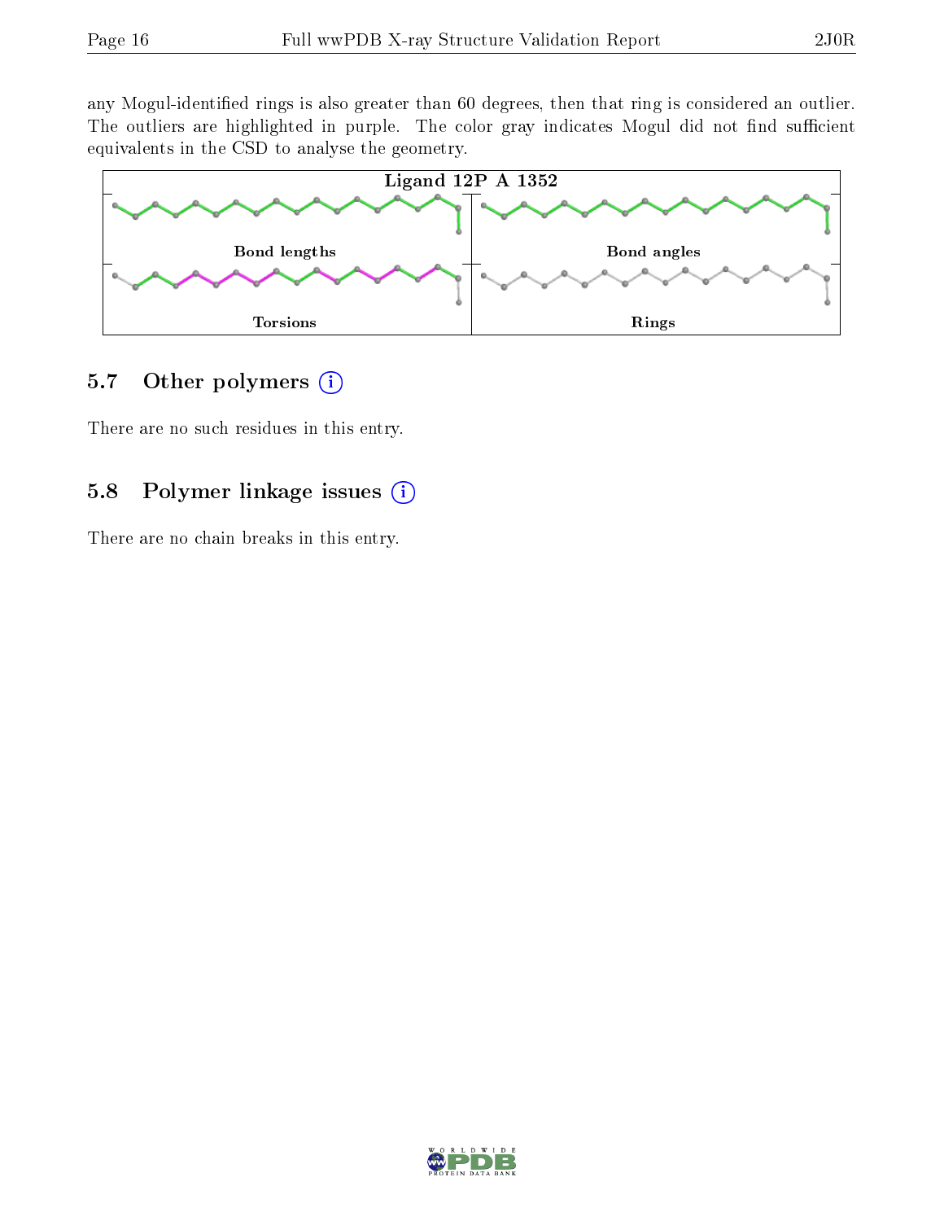any Mogul-identified rings is also greater than 60 degrees, then that ring is considered an outlier. The outliers are highlighted in purple. The color gray indicates Mogul did not find sufficient equivalents in the CSD to analyse the geometry.

**Ligand 12P A 1352**

| Bond lengths | Bond angles |
|---|---|
| Torsions | Rings |

## 5.7 Other polymers

There are no such residues in this entry.

## 5.8 Polymer linkage issues

There are no chain breaks in this entry.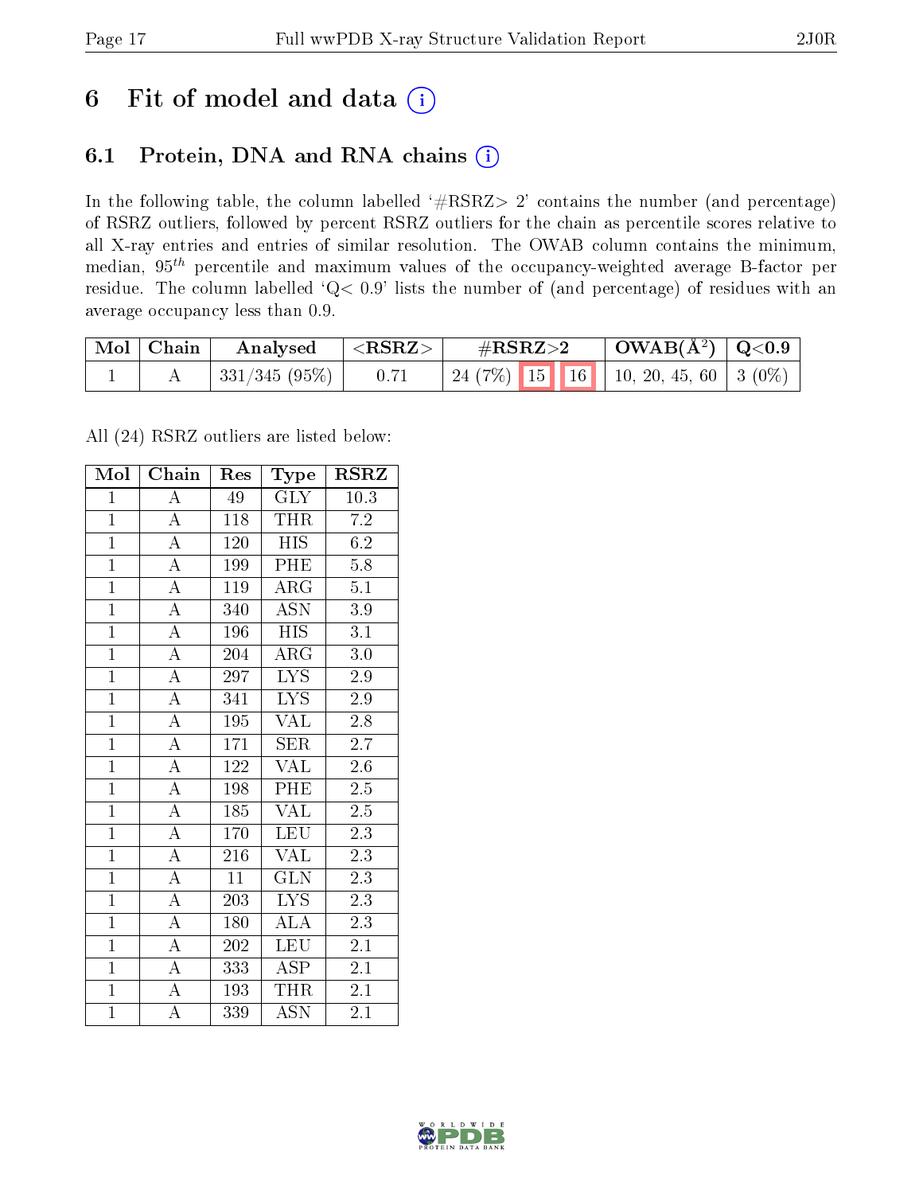# 6 Fit of model and data

## 6.1 Protein, DNA and RNA chains

In the following table, the column labelled '#RSRZ> 2' contains the number (and percentage) of RSRZ outliers, followed by percent RSRZ outliers for the chain as percentile scores relative to all X-ray entries and entries of similar resolution. The OWAB column contains the minimum, median, $95^{th}$ percentile and maximum values of the occupancy-weighted average B-factor per residue. The column labelled 'Q< 0.9' lists the number of (and percentage) of residues with an average occupancy less than 0.9.

| Mol | Chain | Analysed | <RSRZ> | #RSRZ>2 | | | OWAB(Å$^2$) | Q<0.9 |
|---|---|---|---|---|---|---|---|---|
| 1 | A | 331/345 (95%) | 0.71 | 24 (7%) | 15 | 16 | 10, 20, 45, 60 | 3 (0%) |

All (24) RSRZ outliers are listed below:

| Mol | Chain | Res | Type | RSRZ |
|---|---|---|---|---|
| 1 | A | 49 | GLY | 10.3 |
| 1 | A | 118 | THR | 7.2 |
| 1 | A | 120 | HIS | 6.2 |
| 1 | A | 199 | PHE | 5.8 |
| 1 | A | 119 | ARG | 5.1 |
| 1 | A | 340 | ASN | 3.9 |
| 1 | A | 196 | HIS | 3.1 |
| 1 | A | 204 | ARG | 3.0 |
| 1 | A | 297 | LYS | 2.9 |
| 1 | A | 341 | LYS | 2.9 |
| 1 | A | 195 | VAL | 2.8 |
| 1 | A | 171 | SER | 2.7 |
| 1 | A | 122 | VAL | 2.6 |
| 1 | A | 198 | PHE | 2.5 |
| 1 | A | 185 | VAL | 2.5 |
| 1 | A | 170 | LEU | 2.3 |
| 1 | A | 216 | VAL | 2.3 |
| 1 | A | 11 | GLN | 2.3 |
| 1 | A | 203 | LYS | 2.3 |
| 1 | A | 180 | ALA | 2.3 |
| 1 | A | 202 | LEU | 2.1 |
| 1 | A | 333 | ASP | 2.1 |
| 1 | A | 193 | THR | 2.1 |
| 1 | A | 339 | ASN | 2.1 |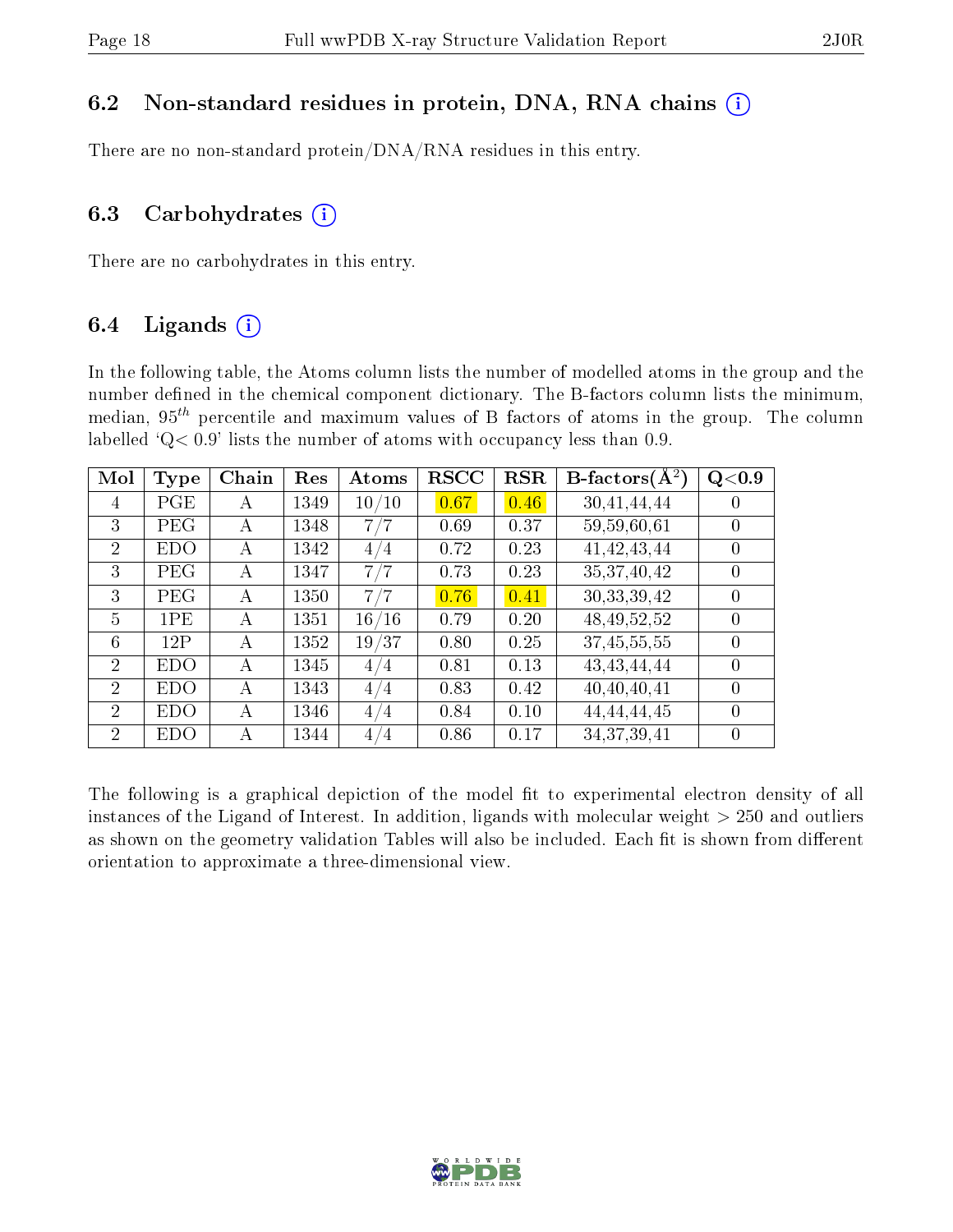### 6.2 Non-standard residues in protein, DNA, RNA chains

There are no non-standard protein/DNA/RNA residues in this entry.

### 6.3 Carbohydrates

There are no carbohydrates in this entry.

### 6.4 Ligands

In the following table, the Atoms column lists the number of modelled atoms in the group and the number defined in the chemical component dictionary. The B-factors column lists the minimum, median, $95^{th}$ percentile and maximum values of B factors of atoms in the group. The column labelled 'Q< 0.9' lists the number of atoms with occupancy less than 0.9.

| Mol | Type | Chain | Res | Atoms | RSCC | RSR | B-factors(Å$^2$) | Q<0.9 |
|---|---|---|---|---|---|---|---|---|
| 4 | PGE | A | 1349 | 10/10 | 0.67 | 0.46 | 30,41,44,44 | 0 |
| 3 | PEG | A | 1348 | 7/7 | 0.69 | 0.37 | 59,59,60,61 | 0 |
| 2 | EDO | A | 1342 | 4/4 | 0.72 | 0.23 | 41,42,43,44 | 0 |
| 3 | PEG | A | 1347 | 7/7 | 0.73 | 0.23 | 35,37,40,42 | 0 |
| 3 | PEG | A | 1350 | 7/7 | 0.76 | 0.41 | 30,33,39,42 | 0 |
| 5 | 1PE | A | 1351 | 16/16 | 0.79 | 0.20 | 48,49,52,52 | 0 |
| 6 | 12P | A | 1352 | 19/37 | 0.80 | 0.25 | 37,45,55,55 | 0 |
| 2 | EDO | A | 1345 | 4/4 | 0.81 | 0.13 | 43,43,44,44 | 0 |
| 2 | EDO | A | 1343 | 4/4 | 0.83 | 0.42 | 40,40,40,41 | 0 |
| 2 | EDO | A | 1346 | 4/4 | 0.84 | 0.10 | 44,44,44,45 | 0 |
| 2 | EDO | A | 1344 | 4/4 | 0.86 | 0.17 | 34,37,39,41 | 0 |

The following is a graphical depiction of the model fit to experimental electron density of all instances of the Ligand of Interest. In addition, ligands with molecular weight > 250 and outliers as shown on the geometry validation Tables will also be included. Each fit is shown from different orientation to approximate a three-dimensional view.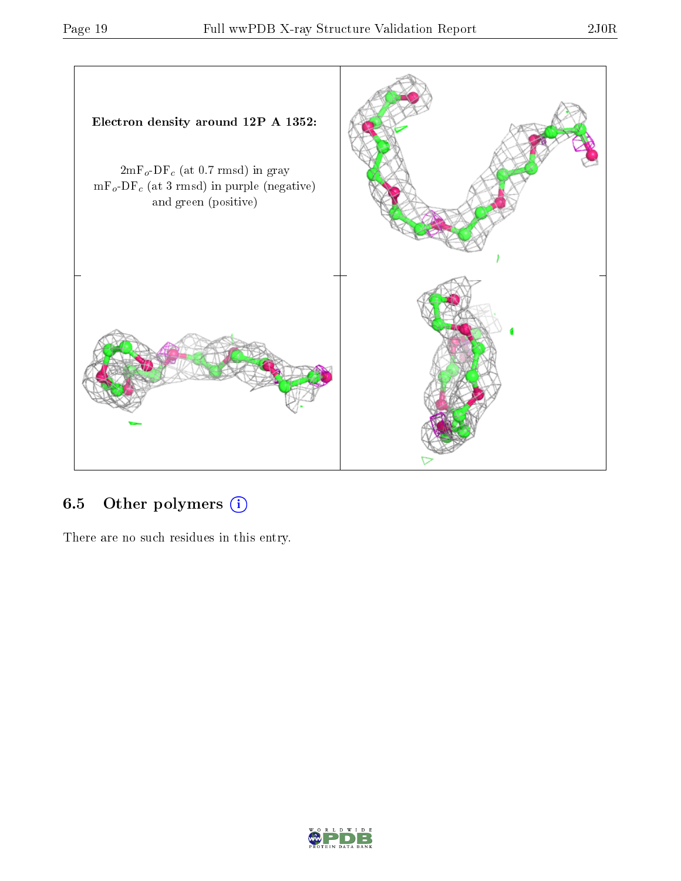**Electron density around 12P A 1352:**

$2mF_o$-$DF_c$ (at 0.7 rmsd) in gray
$mF_o$-$DF_c$ (at 3 rmsd) in purple (negative)
and green (positive)

## 6.5 Other polymers

There are no such residues in this entry.